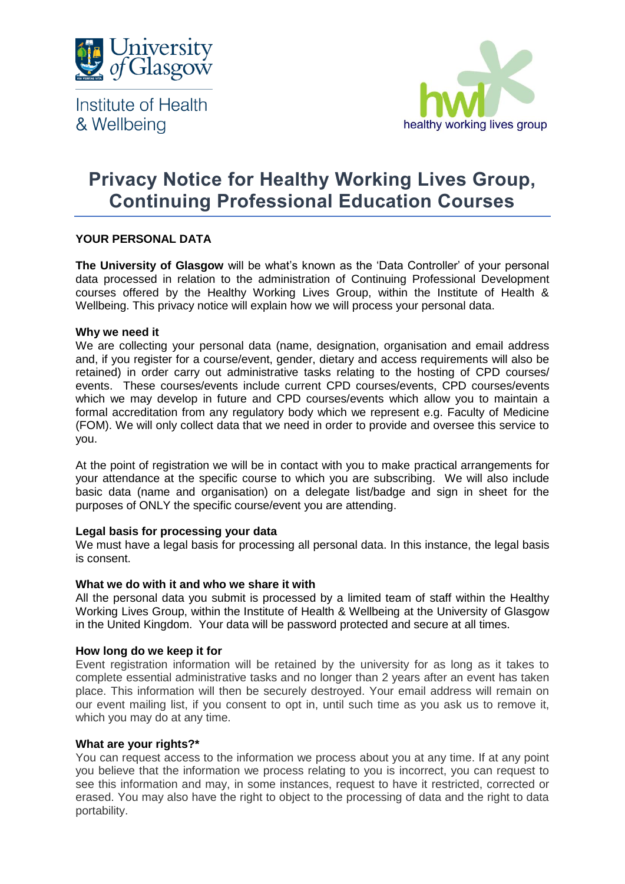University of Glasgow

Institute of Health & Wellbeing

healthy working lives group

# Privacy Notice for Healthy Working Lives Group, Continuing Professional Education Courses

## YOUR PERSONAL DATA

**The University of Glasgow** will be what's known as the 'Data Controller' of your personal data processed in relation to the administration of Continuing Professional Development courses offered by the Healthy Working Lives Group, within the Institute of Health & Wellbeing. This privacy notice will explain how we will process your personal data.

### Why we need it

We are collecting your personal data (name, designation, organisation and email address and, if you register for a course/event, gender, dietary and access requirements will also be retained) in order carry out administrative tasks relating to the hosting of CPD courses/ events. These courses/events include current CPD courses/events, CPD courses/events which we may develop in future and CPD courses/events which allow you to maintain a formal accreditation from any regulatory body which we represent e.g. Faculty of Medicine (FOM). We will only collect data that we need in order to provide and oversee this service to you.

At the point of registration we will be in contact with you to make practical arrangements for your attendance at the specific course to which you are subscribing. We will also include basic data (name and organisation) on a delegate list/badge and sign in sheet for the purposes of ONLY the specific course/event you are attending.

### Legal basis for processing your data

We must have a legal basis for processing all personal data. In this instance, the legal basis is consent.

### What we do with it and who we share it with

All the personal data you submit is processed by a limited team of staff within the Healthy Working Lives Group, within the Institute of Health & Wellbeing at the University of Glasgow in the United Kingdom. Your data will be password protected and secure at all times.

### How long do we keep it for

Event registration information will be retained by the university for as long as it takes to complete essential administrative tasks and no longer than 2 years after an event has taken place. This information will then be securely destroyed. Your email address will remain on our event mailing list, if you consent to opt in, until such time as you ask us to remove it, which you may do at any time.

### What are your rights?*

You can request access to the information we process about you at any time. If at any point you believe that the information we process relating to you is incorrect, you can request to see this information and may, in some instances, request to have it restricted, corrected or erased. You may also have the right to object to the processing of data and the right to data portability.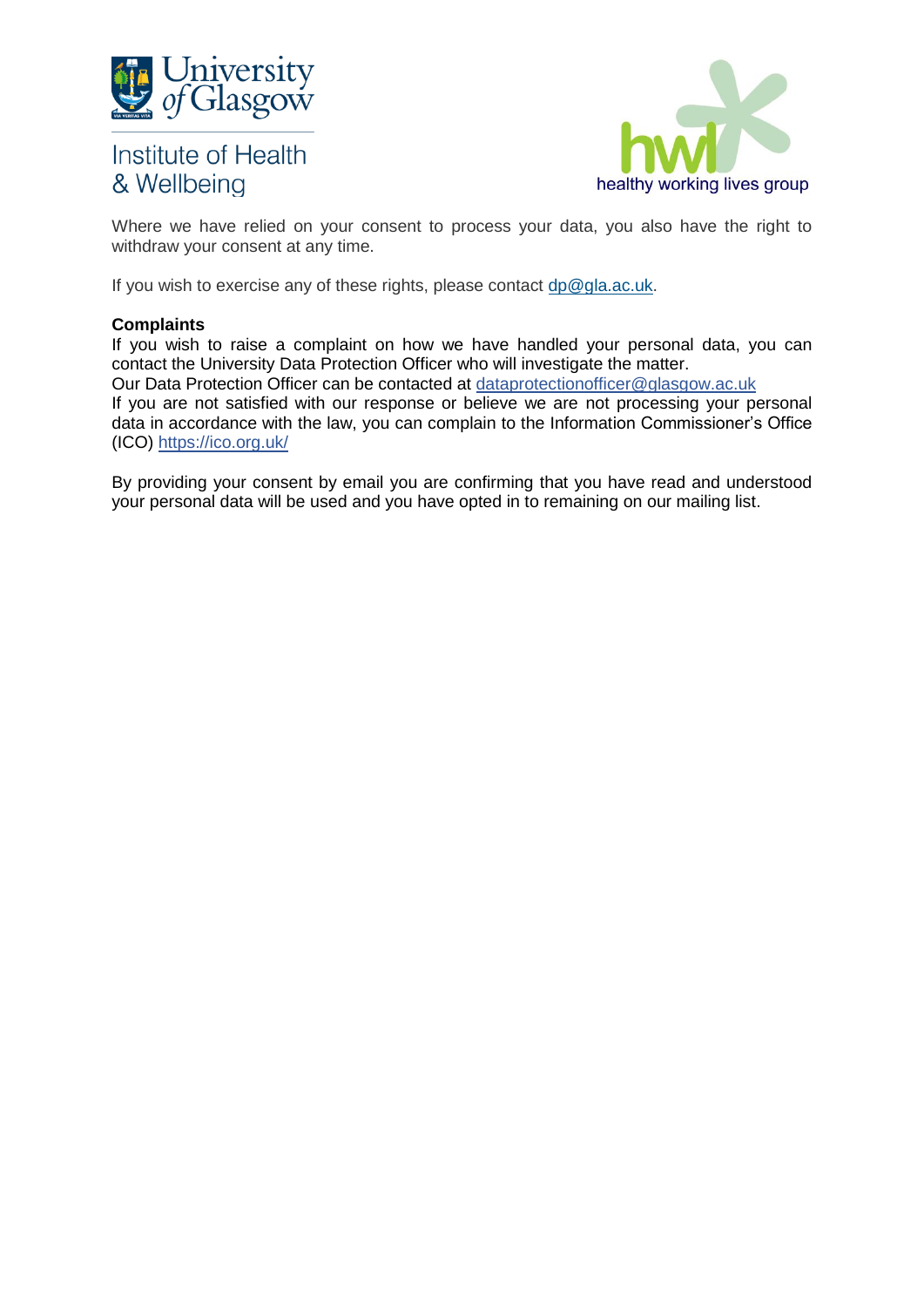Where we have relied on your consent to process your data, you also have the right to withdraw your consent at any time.

If you wish to exercise any of these rights, please contact dp@gla.ac.uk.

**Complaints**

If you wish to raise a complaint on how we have handled your personal data, you can contact the University Data Protection Officer who will investigate the matter.
Our Data Protection Officer can be contacted at dataprotectionofficer@glasgow.ac.uk
If you are not satisfied with our response or believe we are not processing your personal data in accordance with the law, you can complain to the Information Commissioner's Office (ICO) https://ico.org.uk/

By providing your consent by email you are confirming that you have read and understood your personal data will be used and you have opted in to remaining on our mailing list.